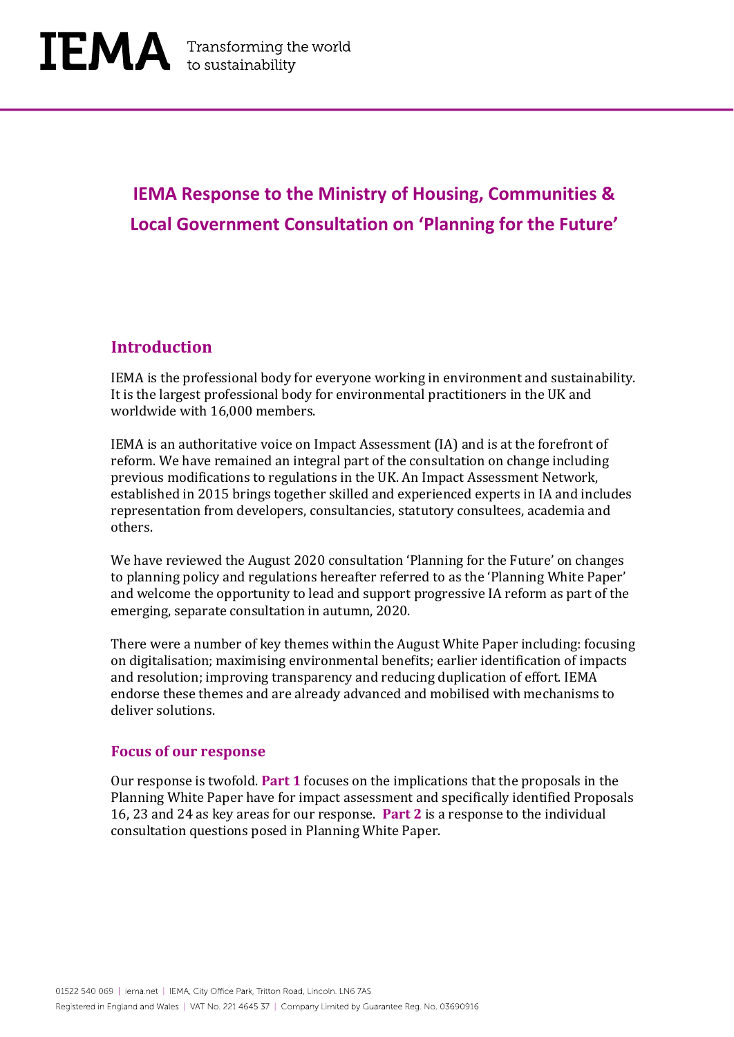IEMA Transforming the world to sustainability

# IEMA Response to the Ministry of Housing, Communities & Local Government Consultation on 'Planning for the Future'

## Introduction

IEMA is the professional body for everyone working in environment and sustainability. It is the largest professional body for environmental practitioners in the UK and worldwide with 16,000 members.

IEMA is an authoritative voice on Impact Assessment (IA) and is at the forefront of reform. We have remained an integral part of the consultation on change including previous modifications to regulations in the UK. An Impact Assessment Network, established in 2015 brings together skilled and experienced experts in IA and includes representation from developers, consultancies, statutory consultees, academia and others.

We have reviewed the August 2020 consultation 'Planning for the Future' on changes to planning policy and regulations hereafter referred to as the 'Planning White Paper' and welcome the opportunity to lead and support progressive IA reform as part of the emerging, separate consultation in autumn, 2020.

There were a number of key themes within the August White Paper including: focusing on digitalisation; maximising environmental benefits; earlier identification of impacts and resolution; improving transparency and reducing duplication of effort. IEMA endorse these themes and are already advanced and mobilised with mechanisms to deliver solutions.

### Focus of our response

Our response is twofold. **Part 1** focuses on the implications that the proposals in the Planning White Paper have for impact assessment and specifically identified Proposals 16, 23 and 24 as key areas for our response. **Part 2** is a response to the individual consultation questions posed in Planning White Paper.

01522 540 069 | iema.net | IEMA, City Office Park, Tritton Road, Lincoln. LN6 7AS
Registered in England and Wales | VAT No. 221 4645 37 | Company Limited by Guarantee Reg. No. 03690916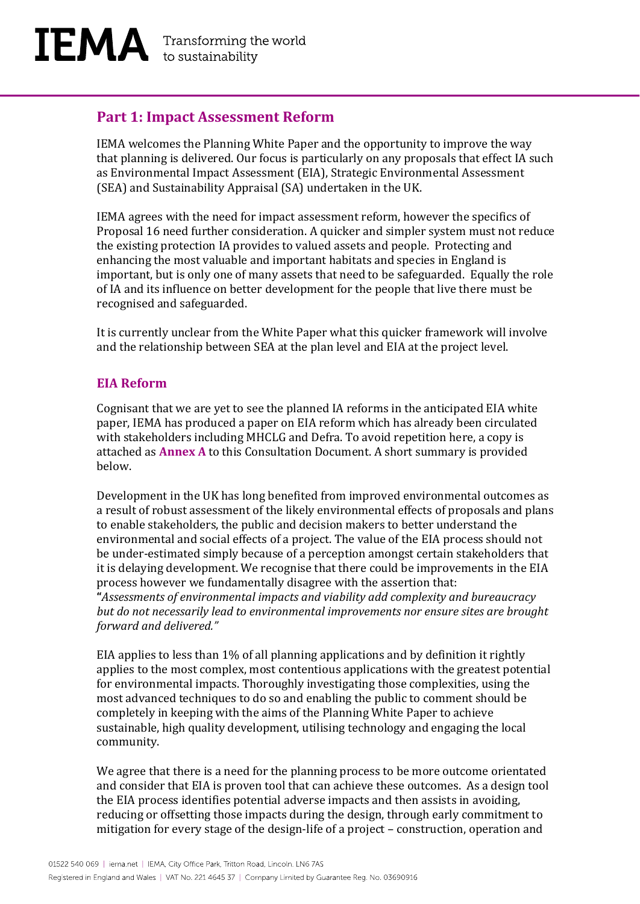## Part 1: Impact Assessment Reform

IEMA welcomes the Planning White Paper and the opportunity to improve the way that planning is delivered. Our focus is particularly on any proposals that effect IA such as Environmental Impact Assessment (EIA), Strategic Environmental Assessment (SEA) and Sustainability Appraisal (SA) undertaken in the UK.

IEMA agrees with the need for impact assessment reform, however the specifics of Proposal 16 need further consideration. A quicker and simpler system must not reduce the existing protection IA provides to valued assets and people. Protecting and enhancing the most valuable and important habitats and species in England is important, but is only one of many assets that need to be safeguarded. Equally the role of IA and its influence on better development for the people that live there must be recognised and safeguarded.

It is currently unclear from the White Paper what this quicker framework will involve and the relationship between SEA at the plan level and EIA at the project level.

### EIA Reform

Cognisant that we are yet to see the planned IA reforms in the anticipated EIA white paper, IEMA has produced a paper on EIA reform which has already been circulated with stakeholders including MHCLG and Defra. To avoid repetition here, a copy is attached as **Annex A** to this Consultation Document. A short summary is provided below.

Development in the UK has long benefited from improved environmental outcomes as a result of robust assessment of the likely environmental effects of proposals and plans to enable stakeholders, the public and decision makers to better understand the environmental and social effects of a project. The value of the EIA process should not be under-estimated simply because of a perception amongst certain stakeholders that it is delaying development. We recognise that there could be improvements in the EIA process however we fundamentally disagree with the assertion that:
**"***Assessments of environmental impacts and viability add complexity and bureaucracy but do not necessarily lead to environmental improvements nor ensure sites are brought forward and delivered."*

EIA applies to less than 1% of all planning applications and by definition it rightly applies to the most complex, most contentious applications with the greatest potential for environmental impacts. Thoroughly investigating those complexities, using the most advanced techniques to do so and enabling the public to comment should be completely in keeping with the aims of the Planning White Paper to achieve sustainable, high quality development, utilising technology and engaging the local community.

We agree that there is a need for the planning process to be more outcome orientated and consider that EIA is proven tool that can achieve these outcomes. As a design tool the EIA process identifies potential adverse impacts and then assists in avoiding, reducing or offsetting those impacts during the design, through early commitment to mitigation for every stage of the design-life of a project – construction, operation and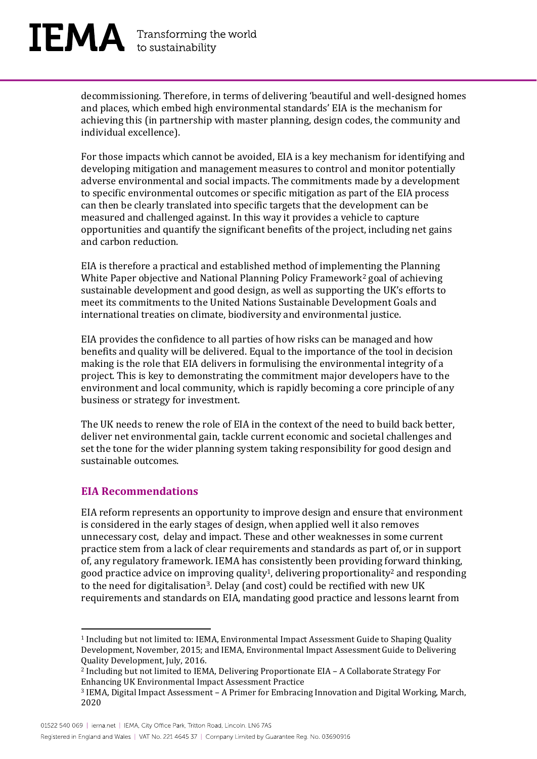decommissioning. Therefore, in terms of delivering 'beautiful and well-designed homes and places, which embed high environmental standards' EIA is the mechanism for achieving this (in partnership with master planning, design codes, the community and individual excellence).

For those impacts which cannot be avoided, EIA is a key mechanism for identifying and developing mitigation and management measures to control and monitor potentially adverse environmental and social impacts. The commitments made by a development to specific environmental outcomes or specific mitigation as part of the EIA process can then be clearly translated into specific targets that the development can be measured and challenged against. In this way it provides a vehicle to capture opportunities and quantify the significant benefits of the project, including net gains and carbon reduction.

EIA is therefore a practical and established method of implementing the Planning White Paper objective and National Planning Policy Framework[2] goal of achieving sustainable development and good design, as well as supporting the UK's efforts to meet its commitments to the United Nations Sustainable Development Goals and international treaties on climate, biodiversity and environmental justice.

EIA provides the confidence to all parties of how risks can be managed and how benefits and quality will be delivered. Equal to the importance of the tool in decision making is the role that EIA delivers in formulising the environmental integrity of a project. This is key to demonstrating the commitment major developers have to the environment and local community, which is rapidly becoming a core principle of any business or strategy for investment.

The UK needs to renew the role of EIA in the context of the need to build back better, deliver net environmental gain, tackle current economic and societal challenges and set the tone for the wider planning system taking responsibility for good design and sustainable outcomes.

## EIA Recommendations

EIA reform represents an opportunity to improve design and ensure that environment is considered in the early stages of design, when applied well it also removes unnecessary cost, delay and impact. These and other weaknesses in some current practice stem from a lack of clear requirements and standards as part of, or in support of, any regulatory framework. IEMA has consistently been providing forward thinking, good practice advice on improving quality[1], delivering proportionality[2] and responding to the need for digitalisation[3]. Delay (and cost) could be rectified with new UK requirements and standards on EIA, mandating good practice and lessons learnt from

---

[1] Including but not limited to: IEMA, Environmental Impact Assessment Guide to Shaping Quality Development, November, 2015; and IEMA, Environmental Impact Assessment Guide to Delivering Quality Development, July, 2016.

[2] Including but not limited to IEMA, Delivering Proportionate EIA – A Collaborate Strategy For Enhancing UK Environmental Impact Assessment Practice

[3] IEMA, Digital Impact Assessment – A Primer for Embracing Innovation and Digital Working, March, 2020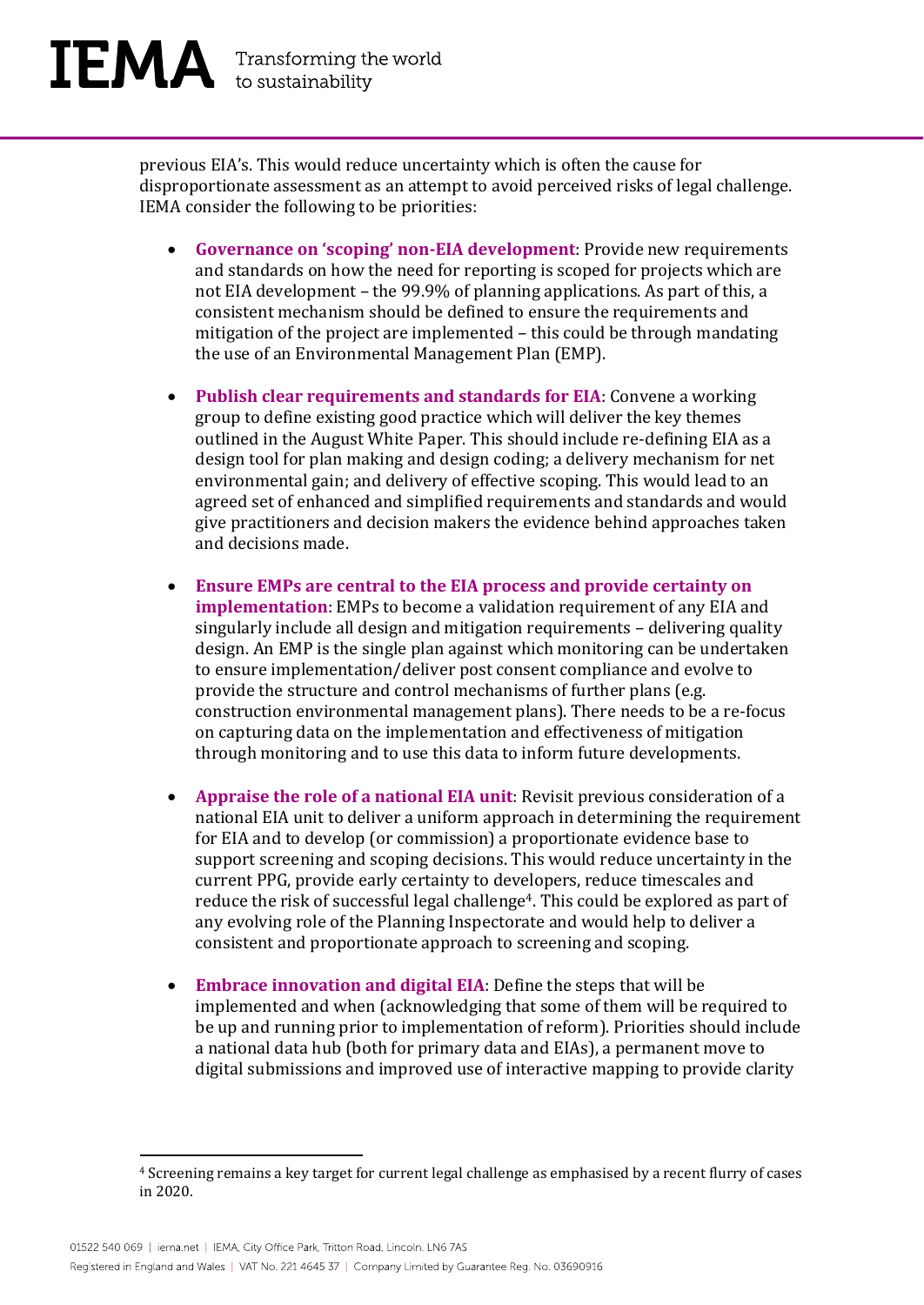previous EIA's. This would reduce uncertainty which is often the cause for disproportionate assessment as an attempt to avoid perceived risks of legal challenge. IEMA consider the following to be priorities:

- **Governance on 'scoping' non-EIA development**: Provide new requirements and standards on how the need for reporting is scoped for projects which are not EIA development – the 99.9% of planning applications. As part of this, a consistent mechanism should be defined to ensure the requirements and mitigation of the project are implemented – this could be through mandating the use of an Environmental Management Plan (EMP).

- **Publish clear requirements and standards for EIA**: Convene a working group to define existing good practice which will deliver the key themes outlined in the August White Paper. This should include re-defining EIA as a design tool for plan making and design coding; a delivery mechanism for net environmental gain; and delivery of effective scoping. This would lead to an agreed set of enhanced and simplified requirements and standards and would give practitioners and decision makers the evidence behind approaches taken and decisions made.

- **Ensure EMPs are central to the EIA process and provide certainty on implementation**: EMPs to become a validation requirement of any EIA and singularly include all design and mitigation requirements – delivering quality design. An EMP is the single plan against which monitoring can be undertaken to ensure implementation/deliver post consent compliance and evolve to provide the structure and control mechanisms of further plans (e.g. construction environmental management plans). There needs to be a re-focus on capturing data on the implementation and effectiveness of mitigation through monitoring and to use this data to inform future developments.

- **Appraise the role of a national EIA unit**: Revisit previous consideration of a national EIA unit to deliver a uniform approach in determining the requirement for EIA and to develop (or commission) a proportionate evidence base to support screening and scoping decisions. This would reduce uncertainty in the current PPG, provide early certainty to developers, reduce timescales and reduce the risk of successful legal challenge[4]. This could be explored as part of any evolving role of the Planning Inspectorate and would help to deliver a consistent and proportionate approach to screening and scoping.

- **Embrace innovation and digital EIA**: Define the steps that will be implemented and when (acknowledging that some of them will be required to be up and running prior to implementation of reform). Priorities should include a national data hub (both for primary data and EIAs), a permanent move to digital submissions and improved use of interactive mapping to provide clarity

[4] Screening remains a key target for current legal challenge as emphasised by a recent flurry of cases in 2020.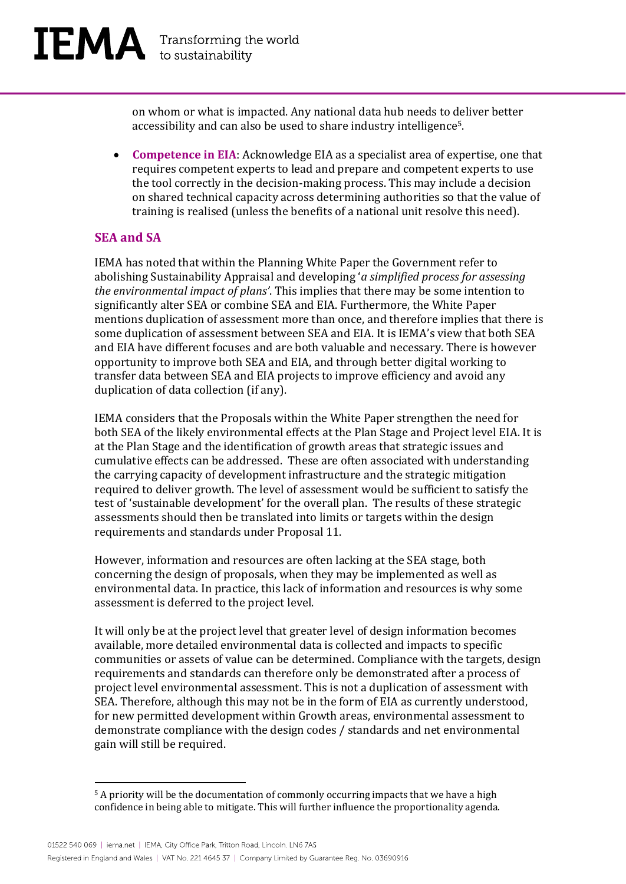on whom or what is impacted. Any national data hub needs to deliver better accessibility and can also be used to share industry intelligence[5].

- **Competence in EIA**: Acknowledge EIA as a specialist area of expertise, one that requires competent experts to lead and prepare and competent experts to use the tool correctly in the decision-making process. This may include a decision on shared technical capacity across determining authorities so that the value of training is realised (unless the benefits of a national unit resolve this need).

## SEA and SA

IEMA has noted that within the Planning White Paper the Government refer to abolishing Sustainability Appraisal and developing '*a simplified process for assessing the environmental impact of plans*'. This implies that there may be some intention to significantly alter SEA or combine SEA and EIA. Furthermore, the White Paper mentions duplication of assessment more than once, and therefore implies that there is some duplication of assessment between SEA and EIA. It is IEMA's view that both SEA and EIA have different focuses and are both valuable and necessary. There is however opportunity to improve both SEA and EIA, and through better digital working to transfer data between SEA and EIA projects to improve efficiency and avoid any duplication of data collection (if any).

IEMA considers that the Proposals within the White Paper strengthen the need for both SEA of the likely environmental effects at the Plan Stage and Project level EIA. It is at the Plan Stage and the identification of growth areas that strategic issues and cumulative effects can be addressed. These are often associated with understanding the carrying capacity of development infrastructure and the strategic mitigation required to deliver growth. The level of assessment would be sufficient to satisfy the test of 'sustainable development' for the overall plan. The results of these strategic assessments should then be translated into limits or targets within the design requirements and standards under Proposal 11.

However, information and resources are often lacking at the SEA stage, both concerning the design of proposals, when they may be implemented as well as environmental data. In practice, this lack of information and resources is why some assessment is deferred to the project level.

It will only be at the project level that greater level of design information becomes available, more detailed environmental data is collected and impacts to specific communities or assets of value can be determined. Compliance with the targets, design requirements and standards can therefore only be demonstrated after a process of project level environmental assessment. This is not a duplication of assessment with SEA. Therefore, although this may not be in the form of EIA as currently understood, for new permitted development within Growth areas, environmental assessment to demonstrate compliance with the design codes / standards and net environmental gain will still be required.

[5] A priority will be the documentation of commonly occurring impacts that we have a high confidence in being able to mitigate. This will further influence the proportionality agenda.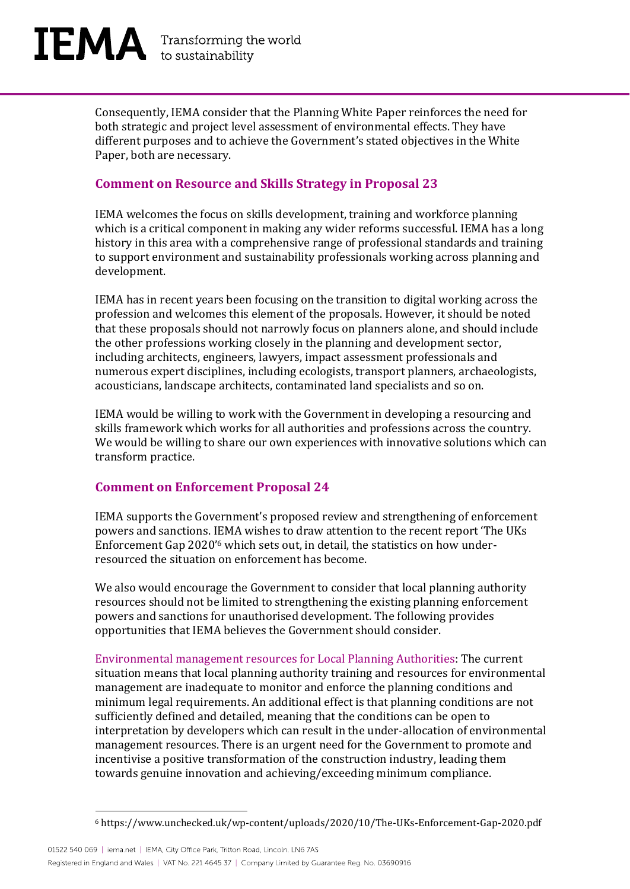Consequently, IEMA consider that the Planning White Paper reinforces the need for both strategic and project level assessment of environmental effects. They have different purposes and to achieve the Government's stated objectives in the White Paper, both are necessary.

## Comment on Resource and Skills Strategy in Proposal 23

IEMA welcomes the focus on skills development, training and workforce planning which is a critical component in making any wider reforms successful. IEMA has a long history in this area with a comprehensive range of professional standards and training to support environment and sustainability professionals working across planning and development.

IEMA has in recent years been focusing on the transition to digital working across the profession and welcomes this element of the proposals. However, it should be noted that these proposals should not narrowly focus on planners alone, and should include the other professions working closely in the planning and development sector, including architects, engineers, lawyers, impact assessment professionals and numerous expert disciplines, including ecologists, transport planners, archaeologists, acousticians, landscape architects, contaminated land specialists and so on.

IEMA would be willing to work with the Government in developing a resourcing and skills framework which works for all authorities and professions across the country. We would be willing to share our own experiences with innovative solutions which can transform practice.

## Comment on Enforcement Proposal 24

IEMA supports the Government's proposed review and strengthening of enforcement powers and sanctions. IEMA wishes to draw attention to the recent report 'The UKs Enforcement Gap 2020'[6] which sets out, in detail, the statistics on how under-resourced the situation on enforcement has become.

We also would encourage the Government to consider that local planning authority resources should not be limited to strengthening the existing planning enforcement powers and sanctions for unauthorised development. The following provides opportunities that IEMA believes the Government should consider.

Environmental management resources for Local Planning Authorities: The current situation means that local planning authority training and resources for environmental management are inadequate to monitor and enforce the planning conditions and minimum legal requirements. An additional effect is that planning conditions are not sufficiently defined and detailed, meaning that the conditions can be open to interpretation by developers which can result in the under-allocation of environmental management resources. There is an urgent need for the Government to promote and incentivise a positive transformation of the construction industry, leading them towards genuine innovation and achieving/exceeding minimum compliance.

---

[6] https://www.unchecked.uk/wp-content/uploads/2020/10/The-UKs-Enforcement-Gap-2020.pdf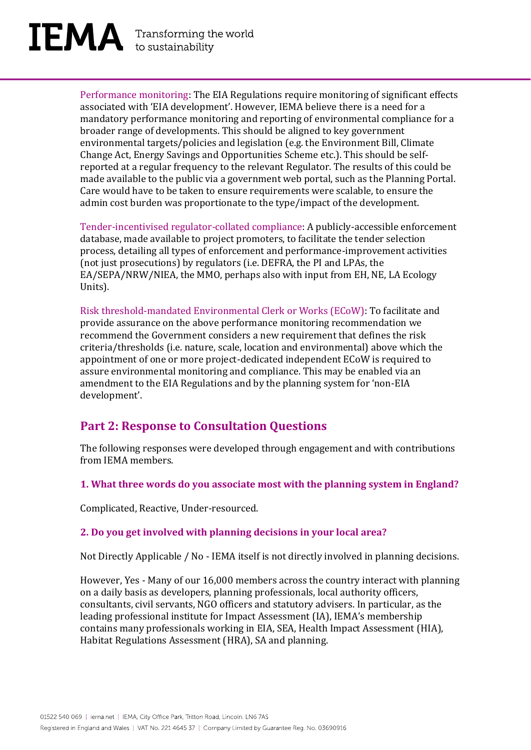Performance monitoring: The EIA Regulations require monitoring of significant effects associated with 'EIA development'. However, IEMA believe there is a need for a mandatory performance monitoring and reporting of environmental compliance for a broader range of developments. This should be aligned to key government environmental targets/policies and legislation (e.g. the Environment Bill, Climate Change Act, Energy Savings and Opportunities Scheme etc.). This should be self-reported at a regular frequency to the relevant Regulator. The results of this could be made available to the public via a government web portal, such as the Planning Portal. Care would have to be taken to ensure requirements were scalable, to ensure the admin cost burden was proportionate to the type/impact of the development.

Tender-incentivised regulator-collated compliance: A publicly-accessible enforcement database, made available to project promoters, to facilitate the tender selection process, detailing all types of enforcement and performance-improvement activities (not just prosecutions) by regulators (i.e. DEFRA, the PI and LPAs, the EA/SEPA/NRW/NIEA, the MMO, perhaps also with input from EH, NE, LA Ecology Units).

Risk threshold-mandated Environmental Clerk or Works (ECoW): To facilitate and provide assurance on the above performance monitoring recommendation we recommend the Government considers a new requirement that defines the risk criteria/thresholds (i.e. nature, scale, location and environmental) above which the appointment of one or more project-dedicated independent ECoW is required to assure environmental monitoring and compliance. This may be enabled via an amendment to the EIA Regulations and by the planning system for 'non-EIA development'.

## Part 2: Response to Consultation Questions

The following responses were developed through engagement and with contributions from IEMA members.

### 1. What three words do you associate most with the planning system in England?

Complicated, Reactive, Under-resourced.

### 2. Do you get involved with planning decisions in your local area?

Not Directly Applicable / No - IEMA itself is not directly involved in planning decisions.

However, Yes - Many of our 16,000 members across the country interact with planning on a daily basis as developers, planning professionals, local authority officers, consultants, civil servants, NGO officers and statutory advisers. In particular, as the leading professional institute for Impact Assessment (IA), IEMA's membership contains many professionals working in EIA, SEA, Health Impact Assessment (HIA), Habitat Regulations Assessment (HRA), SA and planning.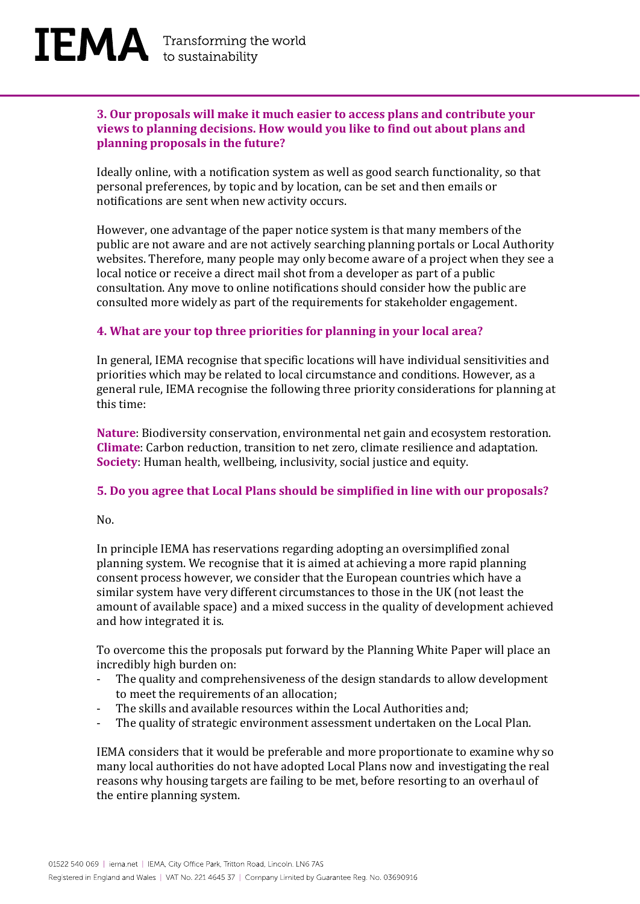### 3. Our proposals will make it much easier to access plans and contribute your views to planning decisions. How would you like to find out about plans and planning proposals in the future?

Ideally online, with a notification system as well as good search functionality, so that personal preferences, by topic and by location, can be set and then emails or notifications are sent when new activity occurs.

However, one advantage of the paper notice system is that many members of the public are not aware and are not actively searching planning portals or Local Authority websites. Therefore, many people may only become aware of a project when they see a local notice or receive a direct mail shot from a developer as part of a public consultation. Any move to online notifications should consider how the public are consulted more widely as part of the requirements for stakeholder engagement.

### 4. What are your top three priorities for planning in your local area?

In general, IEMA recognise that specific locations will have individual sensitivities and priorities which may be related to local circumstance and conditions. However, as a general rule, IEMA recognise the following three priority considerations for planning at this time:

**Nature**: Biodiversity conservation, environmental net gain and ecosystem restoration.
**Climate**: Carbon reduction, transition to net zero, climate resilience and adaptation.
**Society**: Human health, wellbeing, inclusivity, social justice and equity.

### 5. Do you agree that Local Plans should be simplified in line with our proposals?

No.

In principle IEMA has reservations regarding adopting an oversimplified zonal planning system. We recognise that it is aimed at achieving a more rapid planning consent process however, we consider that the European countries which have a similar system have very different circumstances to those in the UK (not least the amount of available space) and a mixed success in the quality of development achieved and how integrated it is.

To overcome this the proposals put forward by the Planning White Paper will place an incredibly high burden on:

- The quality and comprehensiveness of the design standards to allow development to meet the requirements of an allocation;
- The skills and available resources within the Local Authorities and;
- The quality of strategic environment assessment undertaken on the Local Plan.

IEMA considers that it would be preferable and more proportionate to examine why so many local authorities do not have adopted Local Plans now and investigating the real reasons why housing targets are failing to be met, before resorting to an overhaul of the entire planning system.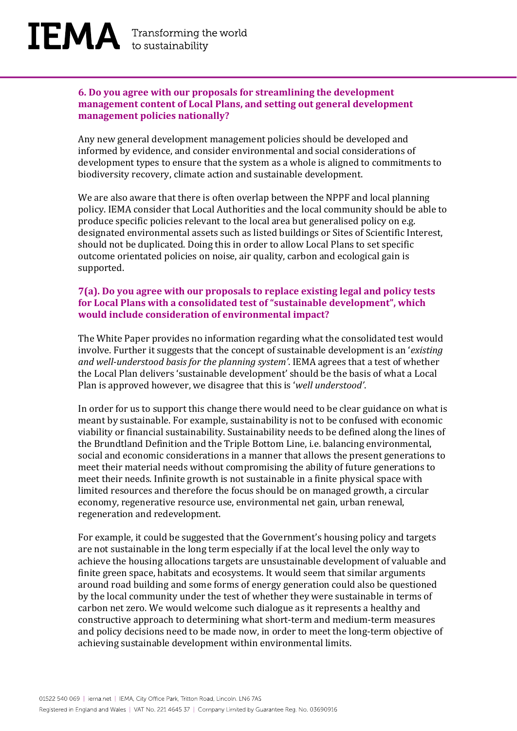**6. Do you agree with our proposals for streamlining the development management content of Local Plans, and setting out general development management policies nationally?**

Any new general development management policies should be developed and informed by evidence, and consider environmental and social considerations of development types to ensure that the system as a whole is aligned to commitments to biodiversity recovery, climate action and sustainable development.

We are also aware that there is often overlap between the NPPF and local planning policy. IEMA consider that Local Authorities and the local community should be able to produce specific policies relevant to the local area but generalised policy on e.g. designated environmental assets such as listed buildings or Sites of Scientific Interest, should not be duplicated. Doing this in order to allow Local Plans to set specific outcome orientated policies on noise, air quality, carbon and ecological gain is supported.

**7(a). Do you agree with our proposals to replace existing legal and policy tests for Local Plans with a consolidated test of "sustainable development", which would include consideration of environmental impact?**

The White Paper provides no information regarding what the consolidated test would involve. Further it suggests that the concept of sustainable development is an '*existing and well-understood basis for the planning system*'. IEMA agrees that a test of whether the Local Plan delivers 'sustainable development' should be the basis of what a Local Plan is approved however, we disagree that this is '*well understood*'.

In order for us to support this change there would need to be clear guidance on what is meant by sustainable. For example, sustainability is not to be confused with economic viability or financial sustainability. Sustainability needs to be defined along the lines of the Brundtland Definition and the Triple Bottom Line, i.e. balancing environmental, social and economic considerations in a manner that allows the present generations to meet their material needs without compromising the ability of future generations to meet their needs. Infinite growth is not sustainable in a finite physical space with limited resources and therefore the focus should be on managed growth, a circular economy, regenerative resource use, environmental net gain, urban renewal, regeneration and redevelopment.

For example, it could be suggested that the Government's housing policy and targets are not sustainable in the long term especially if at the local level the only way to achieve the housing allocations targets are unsustainable development of valuable and finite green space, habitats and ecosystems. It would seem that similar arguments around road building and some forms of energy generation could also be questioned by the local community under the test of whether they were sustainable in terms of carbon net zero. We would welcome such dialogue as it represents a healthy and constructive approach to determining what short-term and medium-term measures and policy decisions need to be made now, in order to meet the long-term objective of achieving sustainable development within environmental limits.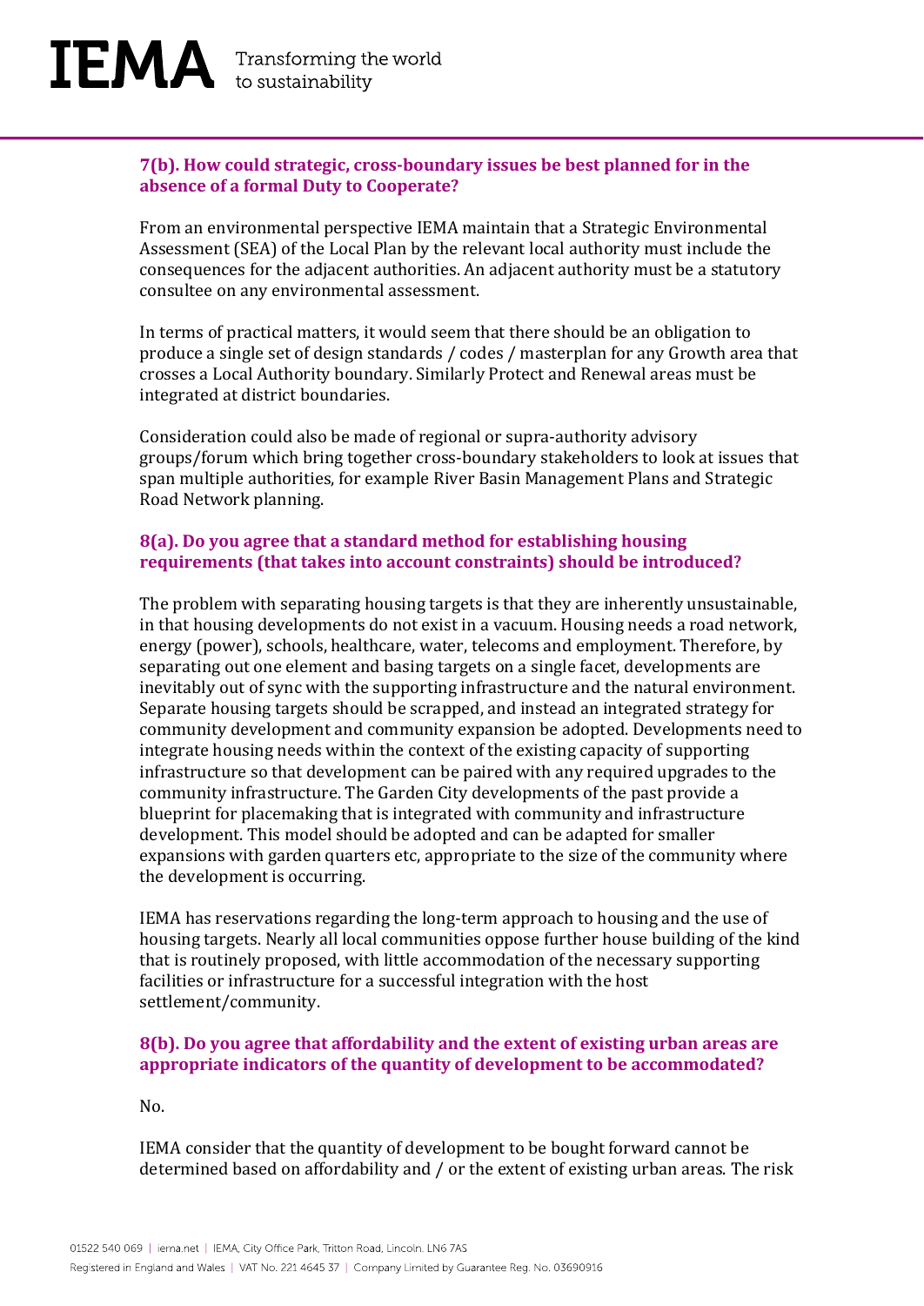### 7(b). How could strategic, cross-boundary issues be best planned for in the absence of a formal Duty to Cooperate?

From an environmental perspective IEMA maintain that a Strategic Environmental Assessment (SEA) of the Local Plan by the relevant local authority must include the consequences for the adjacent authorities. An adjacent authority must be a statutory consultee on any environmental assessment.

In terms of practical matters, it would seem that there should be an obligation to produce a single set of design standards / codes / masterplan for any Growth area that crosses a Local Authority boundary. Similarly Protect and Renewal areas must be integrated at district boundaries.

Consideration could also be made of regional or supra-authority advisory groups/forum which bring together cross-boundary stakeholders to look at issues that span multiple authorities, for example River Basin Management Plans and Strategic Road Network planning.

### 8(a). Do you agree that a standard method for establishing housing requirements (that takes into account constraints) should be introduced?

The problem with separating housing targets is that they are inherently unsustainable, in that housing developments do not exist in a vacuum. Housing needs a road network, energy (power), schools, healthcare, water, telecoms and employment. Therefore, by separating out one element and basing targets on a single facet, developments are inevitably out of sync with the supporting infrastructure and the natural environment. Separate housing targets should be scrapped, and instead an integrated strategy for community development and community expansion be adopted. Developments need to integrate housing needs within the context of the existing capacity of supporting infrastructure so that development can be paired with any required upgrades to the community infrastructure. The Garden City developments of the past provide a blueprint for placemaking that is integrated with community and infrastructure development. This model should be adopted and can be adapted for smaller expansions with garden quarters etc, appropriate to the size of the community where the development is occurring.

IEMA has reservations regarding the long-term approach to housing and the use of housing targets. Nearly all local communities oppose further house building of the kind that is routinely proposed, with little accommodation of the necessary supporting facilities or infrastructure for a successful integration with the host settlement/community.

### 8(b). Do you agree that affordability and the extent of existing urban areas are appropriate indicators of the quantity of development to be accommodated?

No.

IEMA consider that the quantity of development to be bought forward cannot be determined based on affordability and / or the extent of existing urban areas. The risk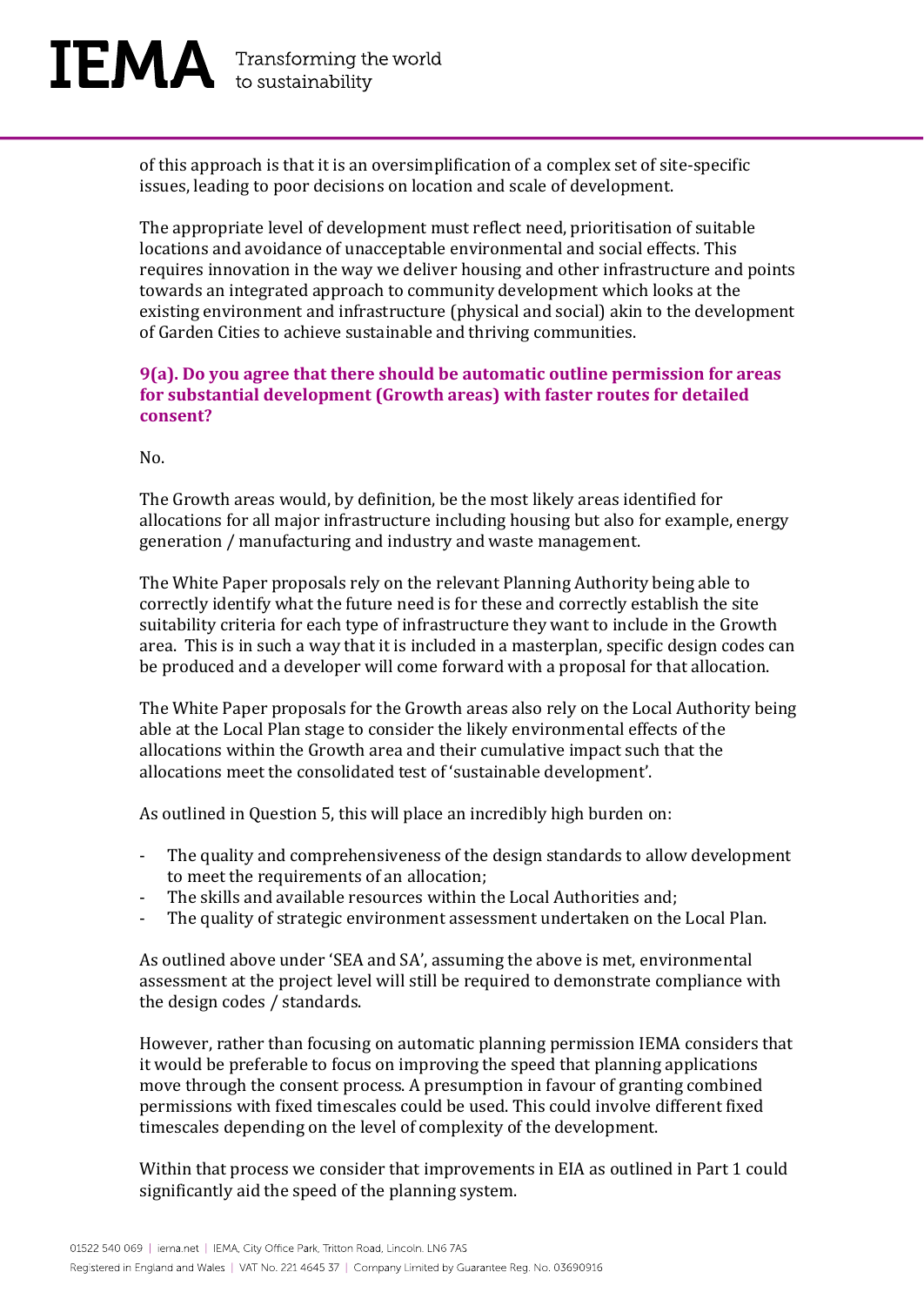of this approach is that it is an oversimplification of a complex set of site-specific issues, leading to poor decisions on location and scale of development.

The appropriate level of development must reflect need, prioritisation of suitable locations and avoidance of unacceptable environmental and social effects. This requires innovation in the way we deliver housing and other infrastructure and points towards an integrated approach to community development which looks at the existing environment and infrastructure (physical and social) akin to the development of Garden Cities to achieve sustainable and thriving communities.

**9(a). Do you agree that there should be automatic outline permission for areas for substantial development (Growth areas) with faster routes for detailed consent?**

No.

The Growth areas would, by definition, be the most likely areas identified for allocations for all major infrastructure including housing but also for example, energy generation / manufacturing and industry and waste management.

The White Paper proposals rely on the relevant Planning Authority being able to correctly identify what the future need is for these and correctly establish the site suitability criteria for each type of infrastructure they want to include in the Growth area. This is in such a way that it is included in a masterplan, specific design codes can be produced and a developer will come forward with a proposal for that allocation.

The White Paper proposals for the Growth areas also rely on the Local Authority being able at the Local Plan stage to consider the likely environmental effects of the allocations within the Growth area and their cumulative impact such that the allocations meet the consolidated test of 'sustainable development'.

As outlined in Question 5, this will place an incredibly high burden on:

- The quality and comprehensiveness of the design standards to allow development to meet the requirements of an allocation;
- The skills and available resources within the Local Authorities and;
- The quality of strategic environment assessment undertaken on the Local Plan.

As outlined above under 'SEA and SA', assuming the above is met, environmental assessment at the project level will still be required to demonstrate compliance with the design codes / standards.

However, rather than focusing on automatic planning permission IEMA considers that it would be preferable to focus on improving the speed that planning applications move through the consent process. A presumption in favour of granting combined permissions with fixed timescales could be used. This could involve different fixed timescales depending on the level of complexity of the development.

Within that process we consider that improvements in EIA as outlined in Part 1 could significantly aid the speed of the planning system.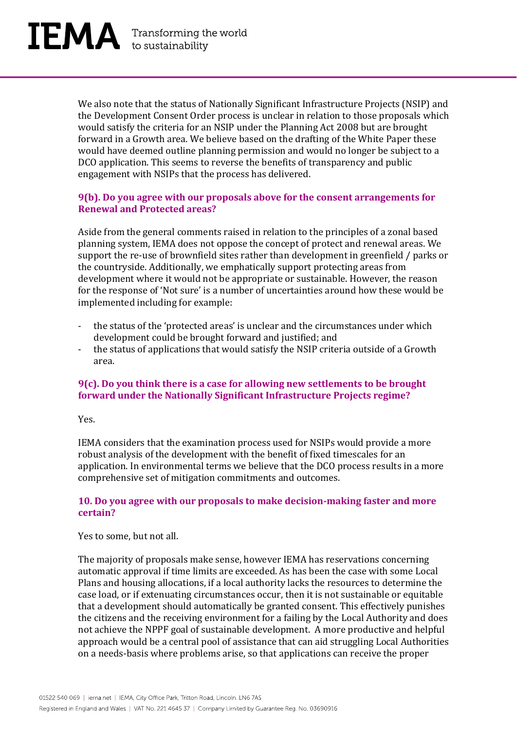We also note that the status of Nationally Significant Infrastructure Projects (NSIP) and the Development Consent Order process is unclear in relation to those proposals which would satisfy the criteria for an NSIP under the Planning Act 2008 but are brought forward in a Growth area. We believe based on the drafting of the White Paper these would have deemed outline planning permission and would no longer be subject to a DCO application. This seems to reverse the benefits of transparency and public engagement with NSIPs that the process has delivered.

### 9(b). Do you agree with our proposals above for the consent arrangements for Renewal and Protected areas?

Aside from the general comments raised in relation to the principles of a zonal based planning system, IEMA does not oppose the concept of protect and renewal areas. We support the re-use of brownfield sites rather than development in greenfield / parks or the countryside. Additionally, we emphatically support protecting areas from development where it would not be appropriate or sustainable. However, the reason for the response of 'Not sure' is a number of uncertainties around how these would be implemented including for example:

- the status of the 'protected areas' is unclear and the circumstances under which development could be brought forward and justified; and
- the status of applications that would satisfy the NSIP criteria outside of a Growth area.

### 9(c). Do you think there is a case for allowing new settlements to be brought forward under the Nationally Significant Infrastructure Projects regime?

Yes.

IEMA considers that the examination process used for NSIPs would provide a more robust analysis of the development with the benefit of fixed timescales for an application. In environmental terms we believe that the DCO process results in a more comprehensive set of mitigation commitments and outcomes.

### 10. Do you agree with our proposals to make decision-making faster and more certain?

Yes to some, but not all.

The majority of proposals make sense, however IEMA has reservations concerning automatic approval if time limits are exceeded. As has been the case with some Local Plans and housing allocations, if a local authority lacks the resources to determine the case load, or if extenuating circumstances occur, then it is not sustainable or equitable that a development should automatically be granted consent. This effectively punishes the citizens and the receiving environment for a failing by the Local Authority and does not achieve the NPPF goal of sustainable development. A more productive and helpful approach would be a central pool of assistance that can aid struggling Local Authorities on a needs-basis where problems arise, so that applications can receive the proper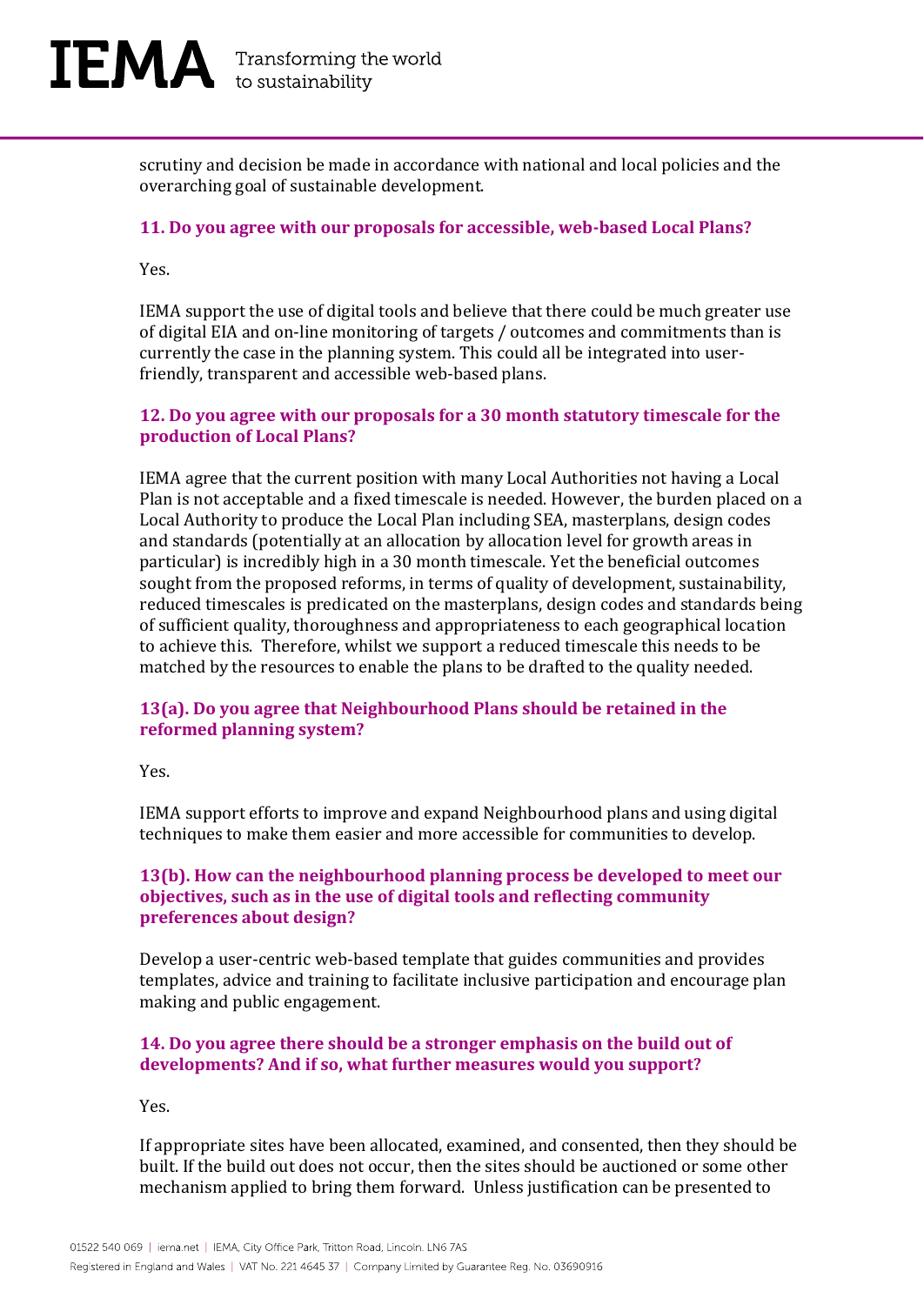scrutiny and decision be made in accordance with national and local policies and the overarching goal of sustainable development.

### 11. Do you agree with our proposals for accessible, web-based Local Plans?

Yes.

IEMA support the use of digital tools and believe that there could be much greater use of digital EIA and on-line monitoring of targets / outcomes and commitments than is currently the case in the planning system. This could all be integrated into user-friendly, transparent and accessible web-based plans.

### 12. Do you agree with our proposals for a 30 month statutory timescale for the production of Local Plans?

IEMA agree that the current position with many Local Authorities not having a Local Plan is not acceptable and a fixed timescale is needed. However, the burden placed on a Local Authority to produce the Local Plan including SEA, masterplans, design codes and standards (potentially at an allocation by allocation level for growth areas in particular) is incredibly high in a 30 month timescale. Yet the beneficial outcomes sought from the proposed reforms, in terms of quality of development, sustainability, reduced timescales is predicated on the masterplans, design codes and standards being of sufficient quality, thoroughness and appropriateness to each geographical location to achieve this. Therefore, whilst we support a reduced timescale this needs to be matched by the resources to enable the plans to be drafted to the quality needed.

### 13(a). Do you agree that Neighbourhood Plans should be retained in the reformed planning system?

Yes.

IEMA support efforts to improve and expand Neighbourhood plans and using digital techniques to make them easier and more accessible for communities to develop.

### 13(b). How can the neighbourhood planning process be developed to meet our objectives, such as in the use of digital tools and reflecting community preferences about design?

Develop a user-centric web-based template that guides communities and provides templates, advice and training to facilitate inclusive participation and encourage plan making and public engagement.

### 14. Do you agree there should be a stronger emphasis on the build out of developments? And if so, what further measures would you support?

Yes.

If appropriate sites have been allocated, examined, and consented, then they should be built. If the build out does not occur, then the sites should be auctioned or some other mechanism applied to bring them forward. Unless justification can be presented to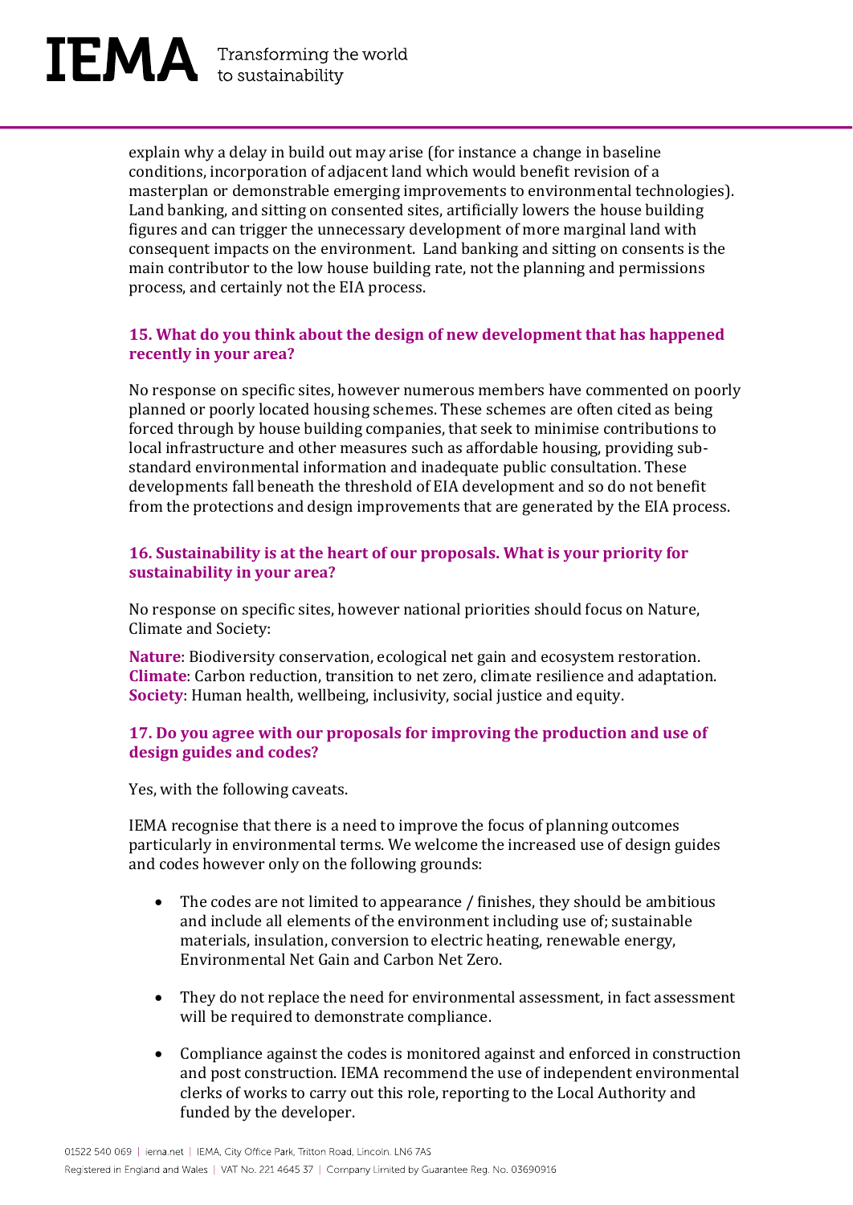explain why a delay in build out may arise (for instance a change in baseline conditions, incorporation of adjacent land which would benefit revision of a masterplan or demonstrable emerging improvements to environmental technologies). Land banking, and sitting on consented sites, artificially lowers the house building figures and can trigger the unnecessary development of more marginal land with consequent impacts on the environment. Land banking and sitting on consents is the main contributor to the low house building rate, not the planning and permissions process, and certainly not the EIA process.

### 15. What do you think about the design of new development that has happened recently in your area?

No response on specific sites, however numerous members have commented on poorly planned or poorly located housing schemes. These schemes are often cited as being forced through by house building companies, that seek to minimise contributions to local infrastructure and other measures such as affordable housing, providing sub-standard environmental information and inadequate public consultation. These developments fall beneath the threshold of EIA development and so do not benefit from the protections and design improvements that are generated by the EIA process.

### 16. Sustainability is at the heart of our proposals. What is your priority for sustainability in your area?

No response on specific sites, however national priorities should focus on Nature, Climate and Society:

**Nature**: Biodiversity conservation, ecological net gain and ecosystem restoration.
**Climate**: Carbon reduction, transition to net zero, climate resilience and adaptation.
**Society**: Human health, wellbeing, inclusivity, social justice and equity.

### 17. Do you agree with our proposals for improving the production and use of design guides and codes?

Yes, with the following caveats.

IEMA recognise that there is a need to improve the focus of planning outcomes particularly in environmental terms. We welcome the increased use of design guides and codes however only on the following grounds:

- The codes are not limited to appearance / finishes, they should be ambitious and include all elements of the environment including use of; sustainable materials, insulation, conversion to electric heating, renewable energy, Environmental Net Gain and Carbon Net Zero.
- They do not replace the need for environmental assessment, in fact assessment will be required to demonstrate compliance.
- Compliance against the codes is monitored against and enforced in construction and post construction. IEMA recommend the use of independent environmental clerks of works to carry out this role, reporting to the Local Authority and funded by the developer.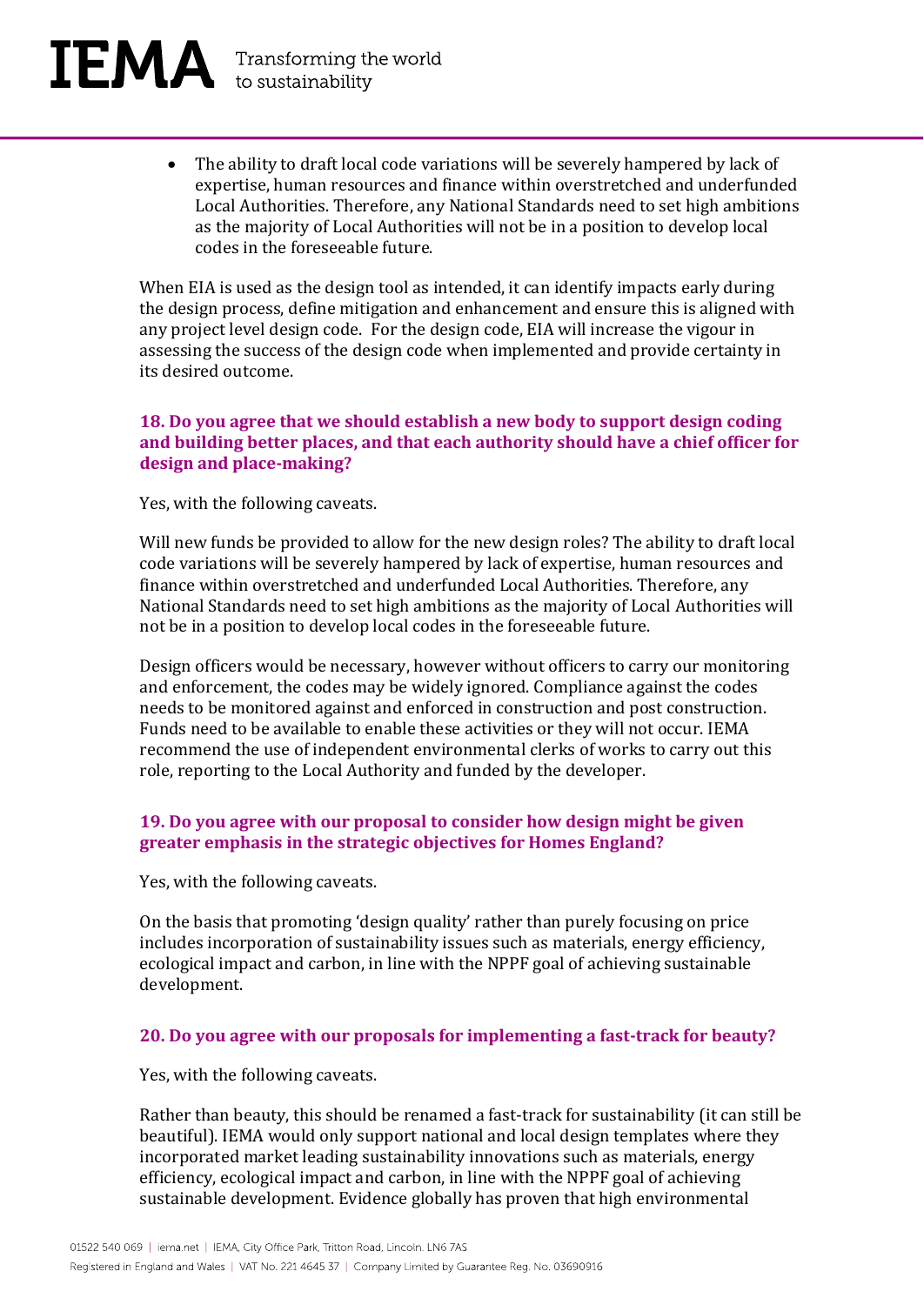- The ability to draft local code variations will be severely hampered by lack of expertise, human resources and finance within overstretched and underfunded Local Authorities. Therefore, any National Standards need to set high ambitions as the majority of Local Authorities will not be in a position to develop local codes in the foreseeable future.

When EIA is used as the design tool as intended, it can identify impacts early during the design process, define mitigation and enhancement and ensure this is aligned with any project level design code. For the design code, EIA will increase the vigour in assessing the success of the design code when implemented and provide certainty in its desired outcome.

### 18. Do you agree that we should establish a new body to support design coding and building better places, and that each authority should have a chief officer for design and place-making?

Yes, with the following caveats.

Will new funds be provided to allow for the new design roles? The ability to draft local code variations will be severely hampered by lack of expertise, human resources and finance within overstretched and underfunded Local Authorities. Therefore, any National Standards need to set high ambitions as the majority of Local Authorities will not be in a position to develop local codes in the foreseeable future.

Design officers would be necessary, however without officers to carry our monitoring and enforcement, the codes may be widely ignored. Compliance against the codes needs to be monitored against and enforced in construction and post construction. Funds need to be available to enable these activities or they will not occur. IEMA recommend the use of independent environmental clerks of works to carry out this role, reporting to the Local Authority and funded by the developer.

### 19. Do you agree with our proposal to consider how design might be given greater emphasis in the strategic objectives for Homes England?

Yes, with the following caveats.

On the basis that promoting 'design quality' rather than purely focusing on price includes incorporation of sustainability issues such as materials, energy efficiency, ecological impact and carbon, in line with the NPPF goal of achieving sustainable development.

### 20. Do you agree with our proposals for implementing a fast-track for beauty?

Yes, with the following caveats.

Rather than beauty, this should be renamed a fast-track for sustainability (it can still be beautiful). IEMA would only support national and local design templates where they incorporated market leading sustainability innovations such as materials, energy efficiency, ecological impact and carbon, in line with the NPPF goal of achieving sustainable development. Evidence globally has proven that high environmental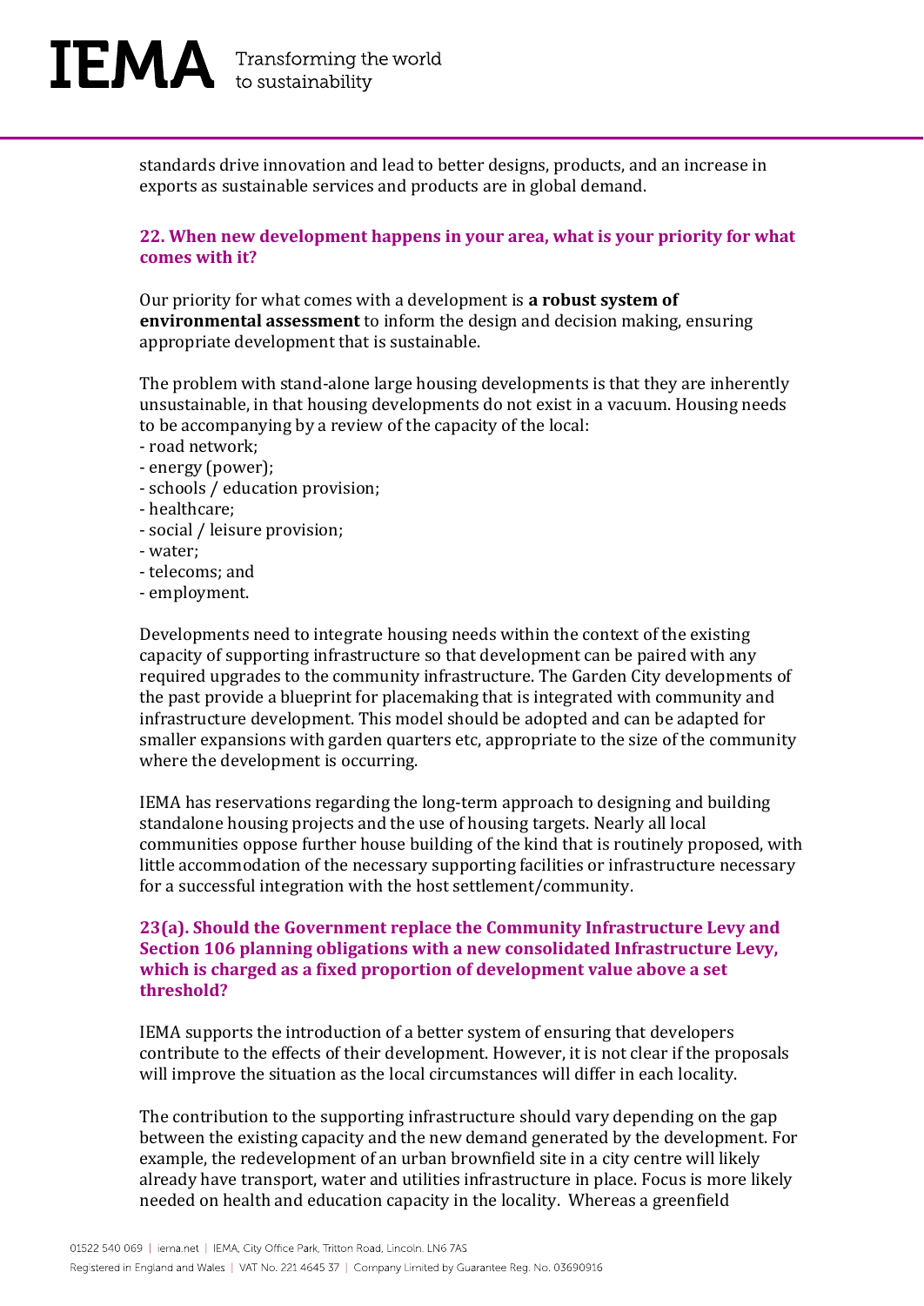standards drive innovation and lead to better designs, products, and an increase in exports as sustainable services and products are in global demand.

### 22. When new development happens in your area, what is your priority for what comes with it?

Our priority for what comes with a development is **a robust system of environmental assessment** to inform the design and decision making, ensuring appropriate development that is sustainable.

The problem with stand-alone large housing developments is that they are inherently unsustainable, in that housing developments do not exist in a vacuum. Housing needs to be accompanying by a review of the capacity of the local:

- road network;
- energy (power);
- schools / education provision;
- healthcare;
- social / leisure provision;
- water;
- telecoms; and
- employment.

Developments need to integrate housing needs within the context of the existing capacity of supporting infrastructure so that development can be paired with any required upgrades to the community infrastructure. The Garden City developments of the past provide a blueprint for placemaking that is integrated with community and infrastructure development. This model should be adopted and can be adapted for smaller expansions with garden quarters etc, appropriate to the size of the community where the development is occurring.

IEMA has reservations regarding the long-term approach to designing and building standalone housing projects and the use of housing targets. Nearly all local communities oppose further house building of the kind that is routinely proposed, with little accommodation of the necessary supporting facilities or infrastructure necessary for a successful integration with the host settlement/community.

### 23(a). Should the Government replace the Community Infrastructure Levy and Section 106 planning obligations with a new consolidated Infrastructure Levy, which is charged as a fixed proportion of development value above a set threshold?

IEMA supports the introduction of a better system of ensuring that developers contribute to the effects of their development. However, it is not clear if the proposals will improve the situation as the local circumstances will differ in each locality.

The contribution to the supporting infrastructure should vary depending on the gap between the existing capacity and the new demand generated by the development. For example, the redevelopment of an urban brownfield site in a city centre will likely already have transport, water and utilities infrastructure in place. Focus is more likely needed on health and education capacity in the locality. Whereas a greenfield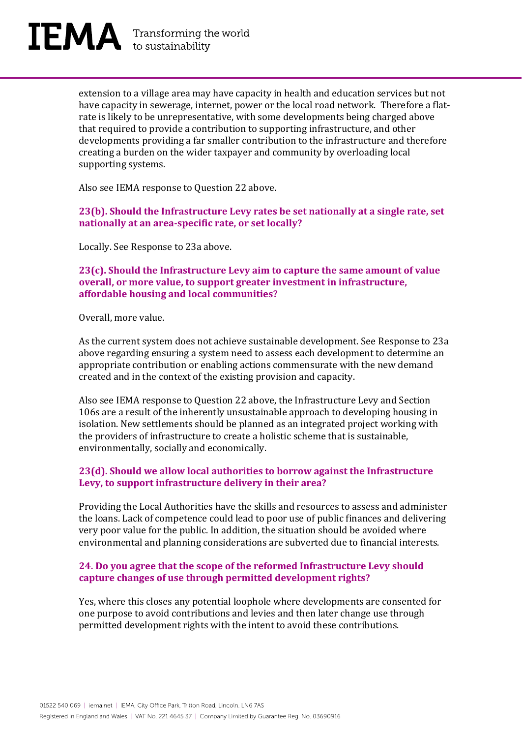extension to a village area may have capacity in health and education services but not have capacity in sewerage, internet, power or the local road network. Therefore a flat-rate is likely to be unrepresentative, with some developments being charged above that required to provide a contribution to supporting infrastructure, and other developments providing a far smaller contribution to the infrastructure and therefore creating a burden on the wider taxpayer and community by overloading local supporting systems.

Also see IEMA response to Question 22 above.

**23(b). Should the Infrastructure Levy rates be set nationally at a single rate, set nationally at an area-specific rate, or set locally?**

Locally. See Response to 23a above.

**23(c). Should the Infrastructure Levy aim to capture the same amount of value overall, or more value, to support greater investment in infrastructure, affordable housing and local communities?**

Overall, more value.

As the current system does not achieve sustainable development. See Response to 23a above regarding ensuring a system need to assess each development to determine an appropriate contribution or enabling actions commensurate with the new demand created and in the context of the existing provision and capacity.

Also see IEMA response to Question 22 above, the Infrastructure Levy and Section 106s are a result of the inherently unsustainable approach to developing housing in isolation. New settlements should be planned as an integrated project working with the providers of infrastructure to create a holistic scheme that is sustainable, environmentally, socially and economically.

**23(d). Should we allow local authorities to borrow against the Infrastructure Levy, to support infrastructure delivery in their area?**

Providing the Local Authorities have the skills and resources to assess and administer the loans. Lack of competence could lead to poor use of public finances and delivering very poor value for the public. In addition, the situation should be avoided where environmental and planning considerations are subverted due to financial interests.

**24. Do you agree that the scope of the reformed Infrastructure Levy should capture changes of use through permitted development rights?**

Yes, where this closes any potential loophole where developments are consented for one purpose to avoid contributions and levies and then later change use through permitted development rights with the intent to avoid these contributions.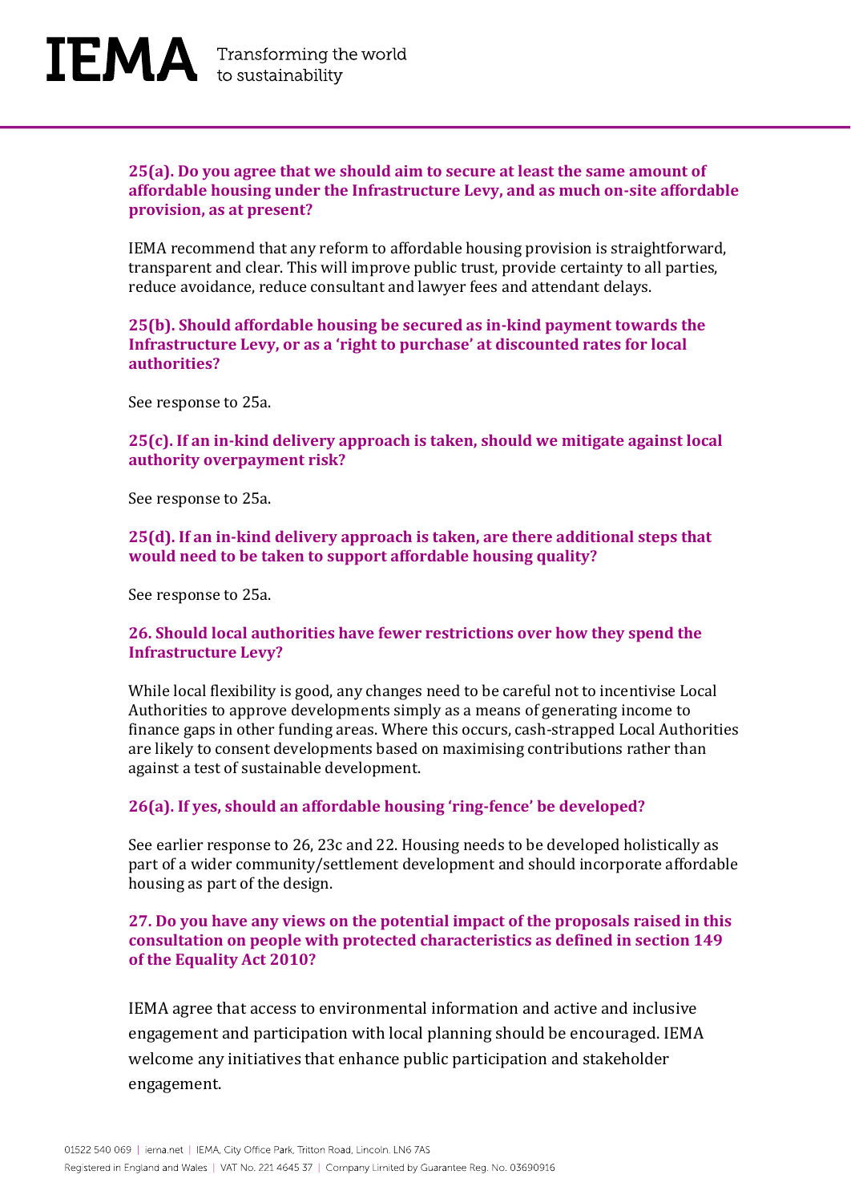**25(a). Do you agree that we should aim to secure at least the same amount of affordable housing under the Infrastructure Levy, and as much on-site affordable provision, as at present?**

IEMA recommend that any reform to affordable housing provision is straightforward, transparent and clear. This will improve public trust, provide certainty to all parties, reduce avoidance, reduce consultant and lawyer fees and attendant delays.

**25(b). Should affordable housing be secured as in-kind payment towards the Infrastructure Levy, or as a 'right to purchase' at discounted rates for local authorities?**

See response to 25a.

**25(c). If an in-kind delivery approach is taken, should we mitigate against local authority overpayment risk?**

See response to 25a.

**25(d). If an in-kind delivery approach is taken, are there additional steps that would need to be taken to support affordable housing quality?**

See response to 25a.

**26. Should local authorities have fewer restrictions over how they spend the Infrastructure Levy?**

While local flexibility is good, any changes need to be careful not to incentivise Local Authorities to approve developments simply as a means of generating income to finance gaps in other funding areas. Where this occurs, cash-strapped Local Authorities are likely to consent developments based on maximising contributions rather than against a test of sustainable development.

**26(a). If yes, should an affordable housing 'ring-fence' be developed?**

See earlier response to 26, 23c and 22. Housing needs to be developed holistically as part of a wider community/settlement development and should incorporate affordable housing as part of the design.

**27. Do you have any views on the potential impact of the proposals raised in this consultation on people with protected characteristics as defined in section 149 of the Equality Act 2010?**

IEMA agree that access to environmental information and active and inclusive engagement and participation with local planning should be encouraged. IEMA welcome any initiatives that enhance public participation and stakeholder engagement.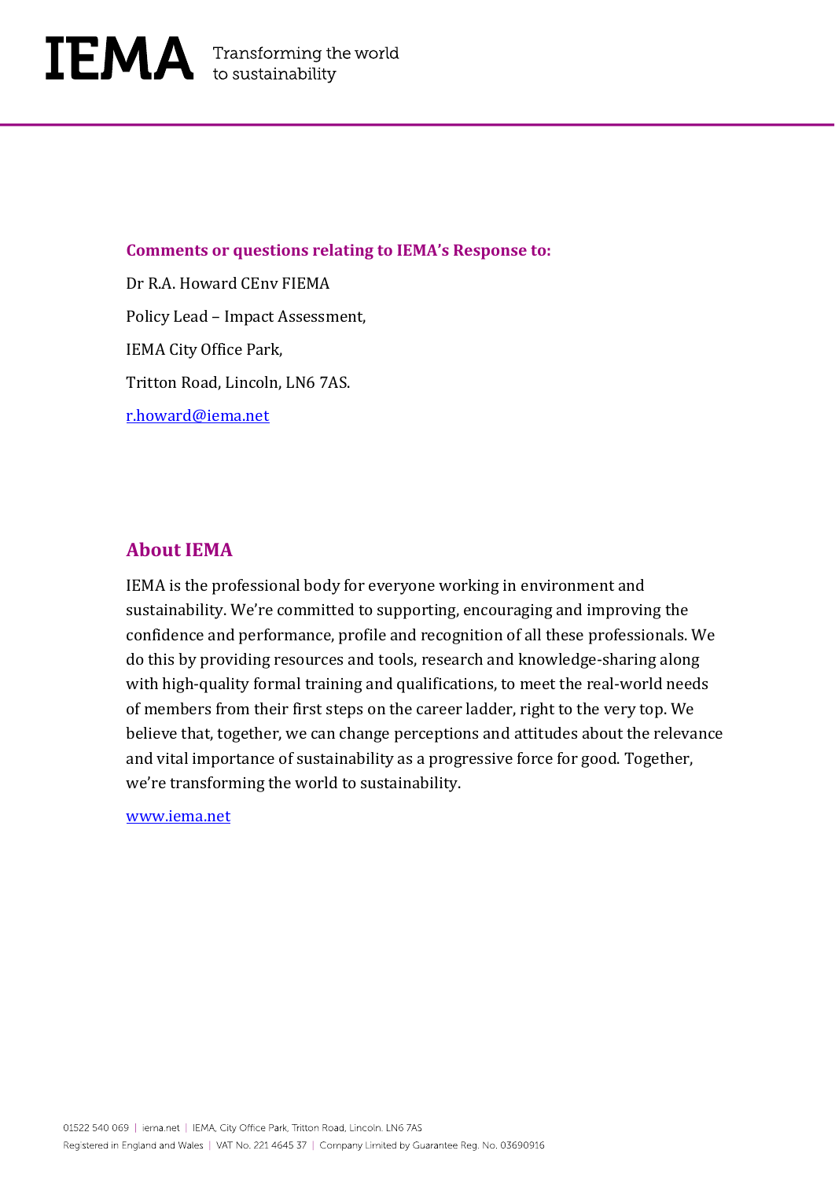**Comments or questions relating to IEMA's Response to:**

Dr R.A. Howard CEnv FIEMA

Policy Lead – Impact Assessment,

IEMA City Office Park,

Tritton Road, Lincoln, LN6 7AS.

r.howard@iema.net

## About IEMA

IEMA is the professional body for everyone working in environment and sustainability. We're committed to supporting, encouraging and improving the confidence and performance, profile and recognition of all these professionals. We do this by providing resources and tools, research and knowledge-sharing along with high-quality formal training and qualifications, to meet the real-world needs of members from their first steps on the career ladder, right to the very top. We believe that, together, we can change perceptions and attitudes about the relevance and vital importance of sustainability as a progressive force for good. Together, we're transforming the world to sustainability.

www.iema.net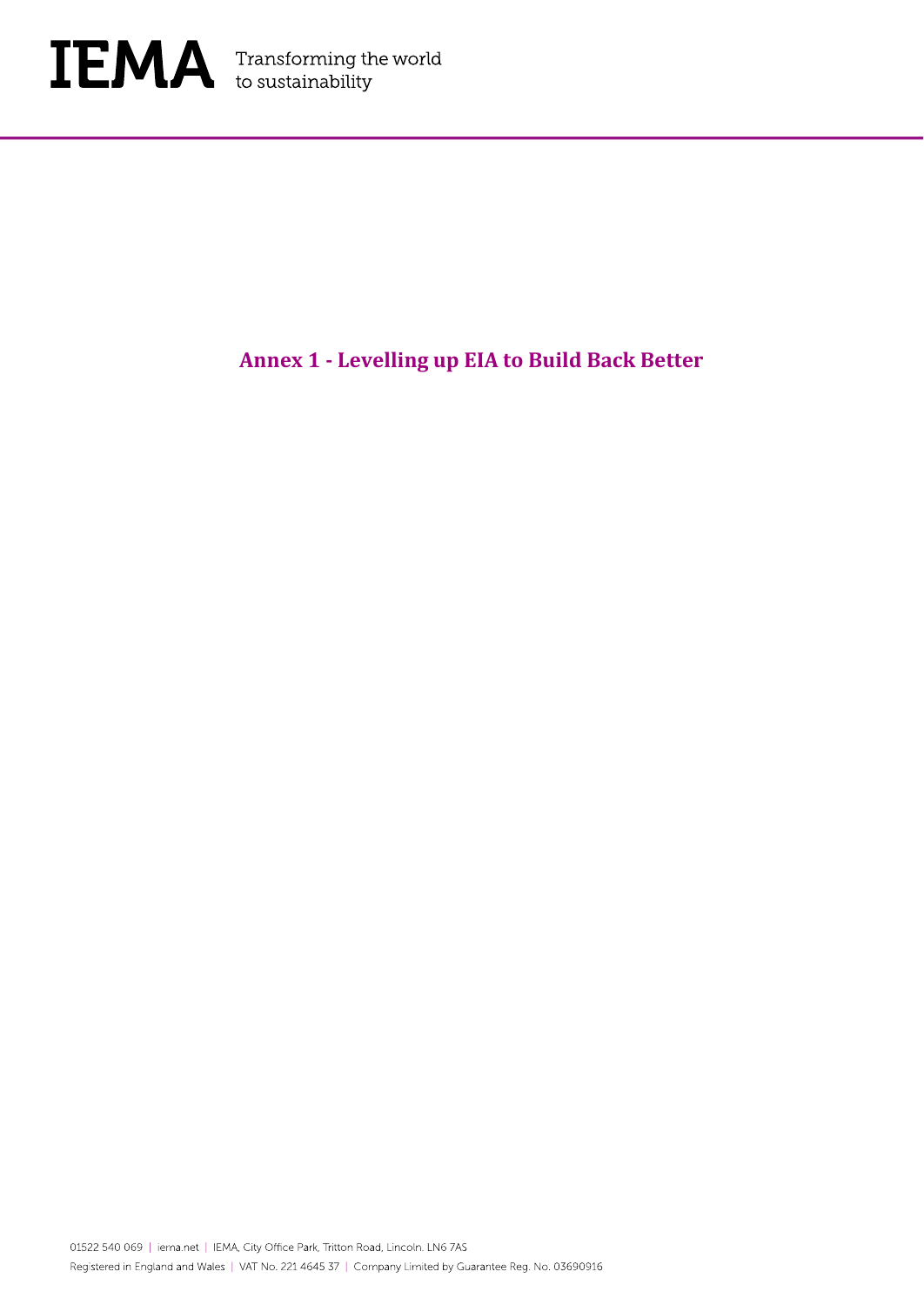# Annex 1 - Levelling up EIA to Build Back Better